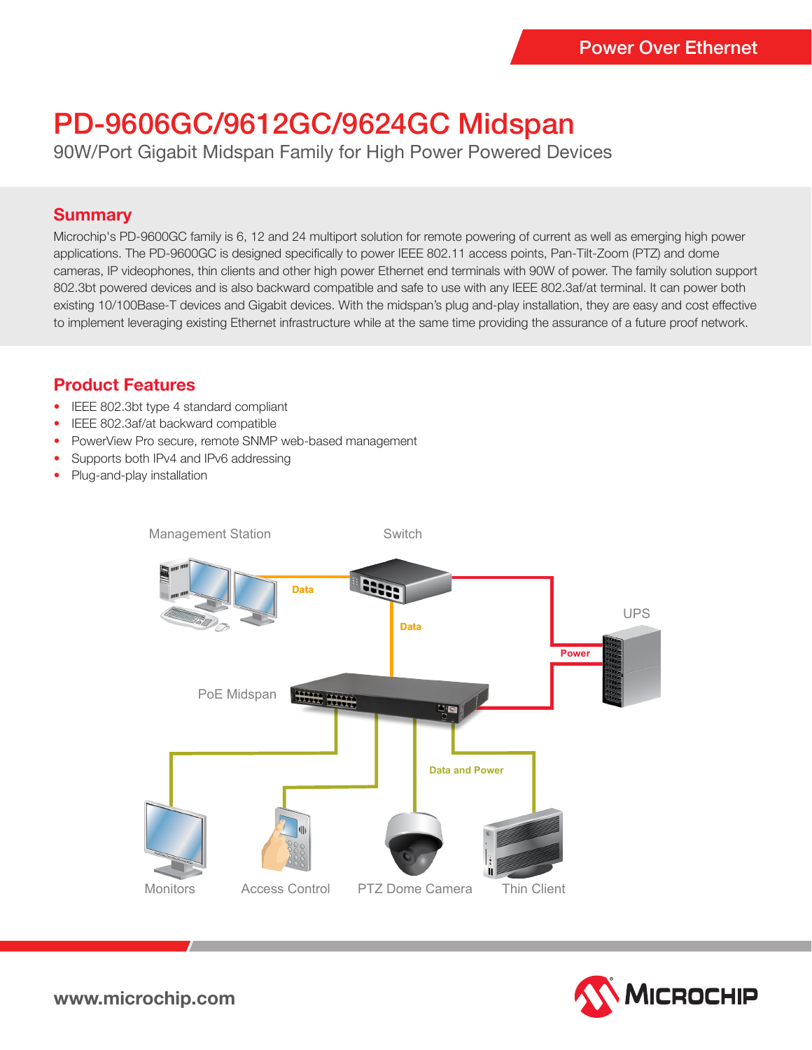Power Over Ethernet

# PD-9606GC/9612GC/9624GC Midspan

90W/Port Gigabit Midspan Family for High Power Powered Devices

## Summary

Microchip's PD-9600GC family is 6, 12 and 24 multiport solution for remote powering of current as well as emerging high power applications. The PD-9600GC is designed specifically to power IEEE 802.11 access points, Pan-Tilt-Zoom (PTZ) and dome cameras, IP videophones, thin clients and other high power Ethernet end terminals with 90W of power. The family solution support 802.3bt powered devices and is also backward compatible and safe to use with any IEEE 802.3af/at terminal. It can power both existing 10/100Base-T devices and Gigabit devices. With the midspan's plug and-play installation, they are easy and cost effective to implement leveraging existing Ethernet infrastructure while at the same time providing the assurance of a future proof network.

## Product Features

- IEEE 802.3bt type 4 standard compliant
- IEEE 802.3af/at backward compatible
- PowerView Pro secure, remote SNMP web-based management
- Supports both IPv4 and IPv6 addressing
- Plug-and-play installation

Management Station, Switch, Data, Data, UPS, Power, PoE Midspan, Data and Power, Monitors, Access Control, PTZ Dome Camera, Thin Client

www.microchip.com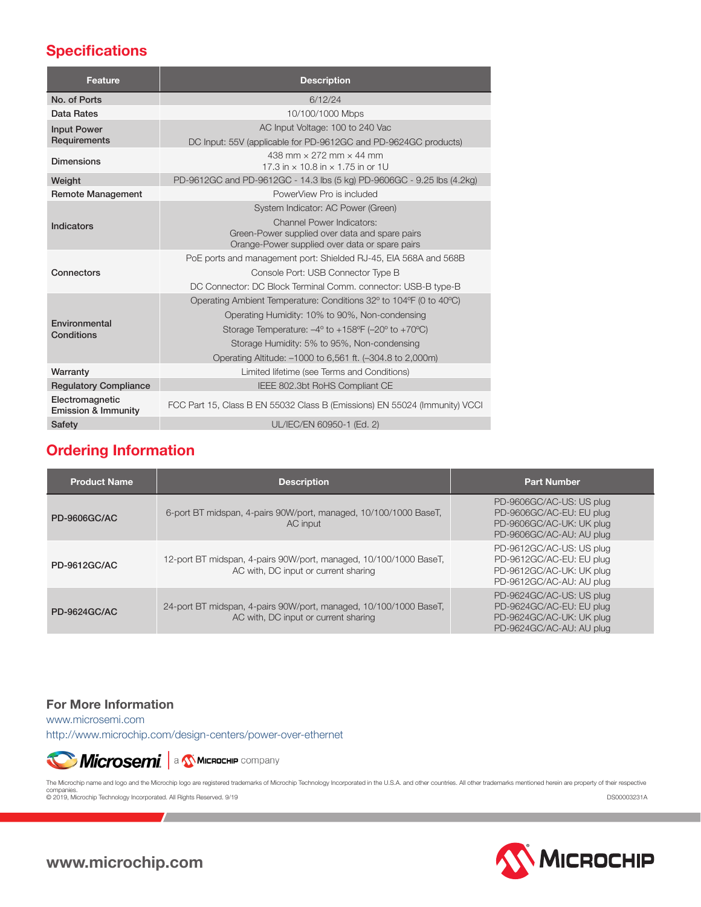## Specifications

| Feature | Description |
| --- | --- |
| No. of Ports | 6/12/24 |
| Data Rates | 10/100/1000 Mbps |
| Input Power Requirements | AC Input Voltage: 100 to 240 Vac<br>DC Input: 55V (applicable for PD-9612GC and PD-9624GC products) |
| Dimensions | 438 mm × 272 mm × 44 mm<br>17.3 in × 10.8 in × 1.75 in or 1U |
| Weight | PD-9612GC and PD-9612GC - 14.3 lbs (5 kg) PD-9606GC - 9.25 lbs (4.2kg) |
| Remote Management | PowerView Pro is included |
| Indicators | System Indicator: AC Power (Green)<br>Channel Power Indicators:<br>Green-Power supplied over data and spare pairs<br>Orange-Power supplied over data or spare pairs |
| Connectors | PoE ports and management port: Shielded RJ-45, EIA 568A and 568B<br>Console Port: USB Connector Type B<br>DC Connector: DC Block Terminal Comm. connector: USB-B type-B |
| Environmental Conditions | Operating Ambient Temperature: Conditions 32º to 104ºF (0 to 40ºC)<br>Operating Humidity: 10% to 90%, Non-condensing<br>Storage Temperature: –4º to +158ºF (–20º to +70ºC)<br>Storage Humidity: 5% to 95%, Non-condensing<br>Operating Altitude: –1000 to 6,561 ft. (–304.8 to 2,000m) |
| Warranty | Limited lifetime (see Terms and Conditions) |
| Regulatory Compliance | IEEE 802.3bt RoHS Compliant CE |
| Electromagnetic Emission & Immunity | FCC Part 15, Class B EN 55032 Class B (Emissions) EN 55024 (Immunity) VCCI |
| Safety | UL/IEC/EN 60950-1 (Ed. 2) |

## Ordering Information

| Product Name | Description | Part Number |
| --- | --- | --- |
| PD-9606GC/AC | 6-port BT midspan, 4-pairs 90W/port, managed, 10/100/1000 BaseT, AC input | PD-9606GC/AC-US: US plug<br>PD-9606GC/AC-EU: EU plug<br>PD-9606GC/AC-UK: UK plug<br>PD-9606GC/AC-AU: AU plug |
| PD-9612GC/AC | 12-port BT midspan, 4-pairs 90W/port, managed, 10/100/1000 BaseT, AC with, DC input or current sharing | PD-9612GC/AC-US: US plug<br>PD-9612GC/AC-EU: EU plug<br>PD-9612GC/AC-UK: UK plug<br>PD-9612GC/AC-AU: AU plug |
| PD-9624GC/AC | 24-port BT midspan, 4-pairs 90W/port, managed, 10/100/1000 BaseT, AC with, DC input or current sharing | PD-9624GC/AC-US: US plug<br>PD-9624GC/AC-EU: EU plug<br>PD-9624GC/AC-UK: UK plug<br>PD-9624GC/AC-AU: AU plug |

### For More Information

www.microsemi.com

http://www.microchip.com/design-centers/power-over-ethernet

Microsemi | a Microchip company

The Microchip name and logo and the Microchip logo are registered trademarks of Microchip Technology Incorporated in the U.S.A. and other countries. All other trademarks mentioned herein are property of their respective companies.
© 2019, Microchip Technology Incorporated. All Rights Reserved. 9/19

DS00003231A

www.microchip.com